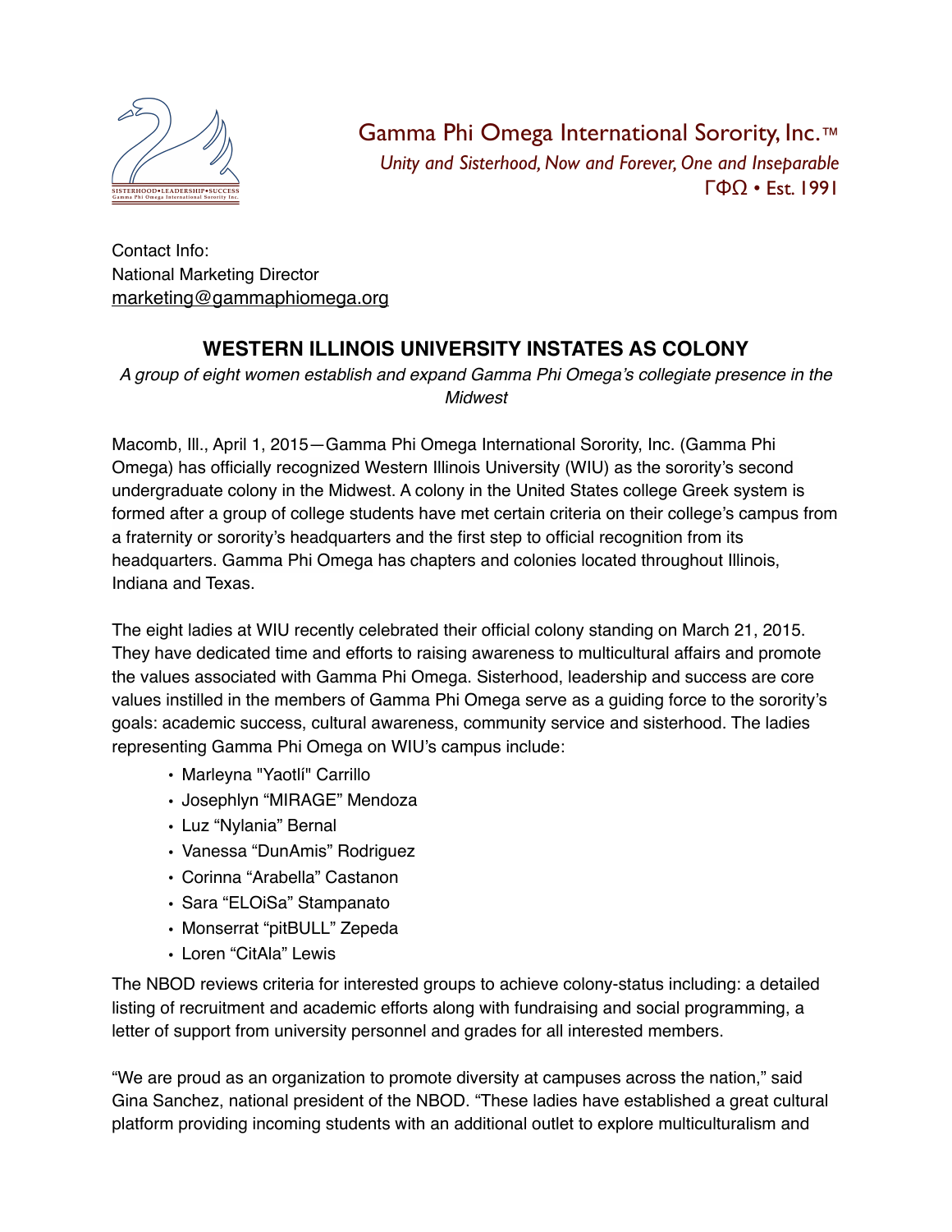Gamma Phi Omega International Sorority, Inc.™

*Unity and Sisterhood, Now and Forever, One and Inseparable*

ΓΦΩ • Est. 1991

Contact Info:
National Marketing Director
marketing@gammaphiomega.org

## WESTERN ILLINOIS UNIVERSITY INSTATES AS COLONY

*A group of eight women establish and expand Gamma Phi Omega's collegiate presence in the Midwest*

Macomb, Ill., April 1, 2015—Gamma Phi Omega International Sorority, Inc. (Gamma Phi Omega) has officially recognized Western Illinois University (WIU) as the sorority's second undergraduate colony in the Midwest. A colony in the United States college Greek system is formed after a group of college students have met certain criteria on their college's campus from a fraternity or sorority's headquarters and the first step to official recognition from its headquarters. Gamma Phi Omega has chapters and colonies located throughout Illinois, Indiana and Texas.

The eight ladies at WIU recently celebrated their official colony standing on March 21, 2015. They have dedicated time and efforts to raising awareness to multicultural affairs and promote the values associated with Gamma Phi Omega. Sisterhood, leadership and success are core values instilled in the members of Gamma Phi Omega serve as a guiding force to the sorority's goals: academic success, cultural awareness, community service and sisterhood. The ladies representing Gamma Phi Omega on WIU's campus include:

- Marleyna "Yaotlí" Carrillo
- Josephlyn "MIRAGE" Mendoza
- Luz "Nylania" Bernal
- Vanessa "DunAmis" Rodriguez
- Corinna "Arabella" Castanon
- Sara "ELOiSa" Stampanato
- Monserrat "pitBULL" Zepeda
- Loren "CitAla" Lewis

The NBOD reviews criteria for interested groups to achieve colony-status including: a detailed listing of recruitment and academic efforts along with fundraising and social programming, a letter of support from university personnel and grades for all interested members.

"We are proud as an organization to promote diversity at campuses across the nation," said Gina Sanchez, national president of the NBOD. "These ladies have established a great cultural platform providing incoming students with an additional outlet to explore multiculturalism and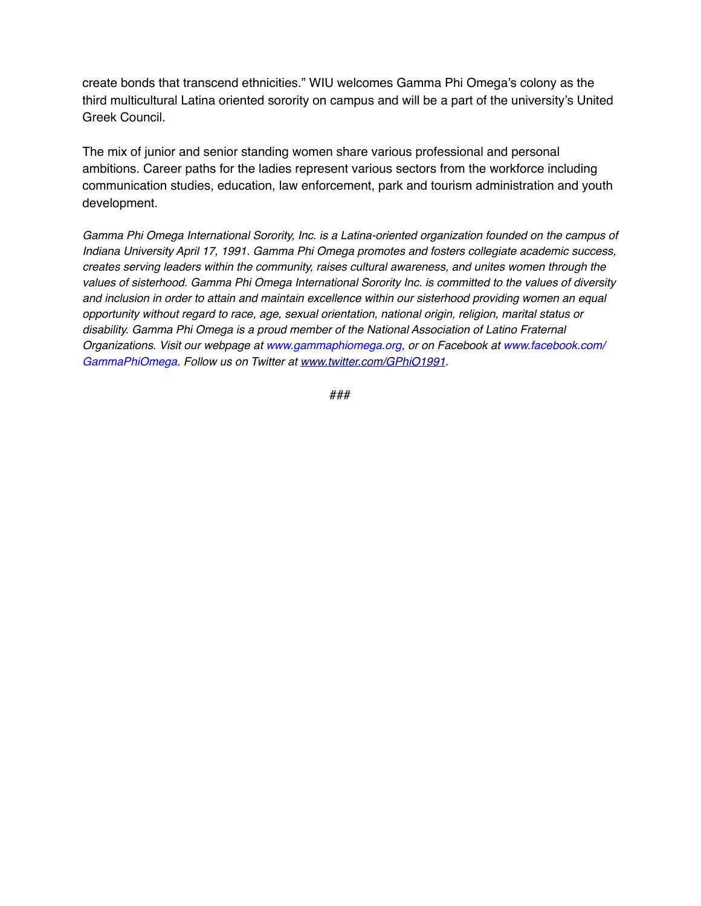create bonds that transcend ethnicities." WIU welcomes Gamma Phi Omega's colony as the third multicultural Latina oriented sorority on campus and will be a part of the university's United Greek Council.

The mix of junior and senior standing women share various professional and personal ambitions. Career paths for the ladies represent various sectors from the workforce including communication studies, education, law enforcement, park and tourism administration and youth development.

*Gamma Phi Omega International Sorority, Inc. is a Latina-oriented organization founded on the campus of Indiana University April 17, 1991. Gamma Phi Omega promotes and fosters collegiate academic success, creates serving leaders within the community, raises cultural awareness, and unites women through the values of sisterhood. Gamma Phi Omega International Sorority Inc. is committed to the values of diversity and inclusion in order to attain and maintain excellence within our sisterhood providing women an equal opportunity without regard to race, age, sexual orientation, national origin, religion, marital status or disability. Gamma Phi Omega is a proud member of the National Association of Latino Fraternal Organizations. Visit our webpage at www.gammaphiomega.org, or on Facebook at www.facebook.com/GammaPhiOmega. Follow us on Twitter at www.twitter.com/GPhiO1991.*

###